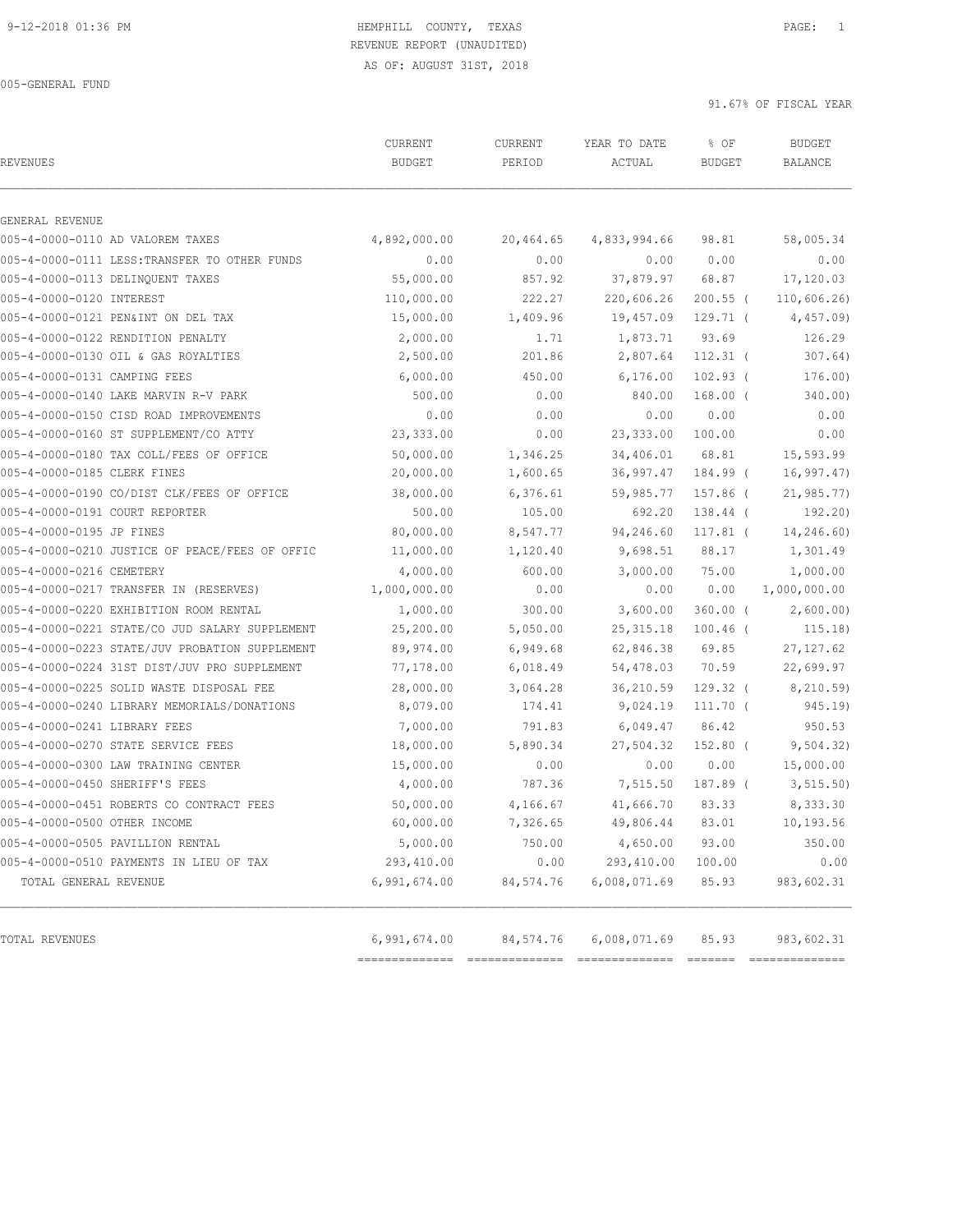HEMPHILL COUNTY, TEXAS

REVENUE REPORT (UNAUDITED)

AS OF: AUGUST 31ST, 2018

005-GENERAL FUND

91.67% OF FISCAL YEAR

| REVENUES | CURRENT BUDGET | CURRENT PERIOD | YEAR TO DATE ACTUAL | % OF BUDGET | BUDGET BALANCE |
|---|---|---|---|---|---|
| GENERAL REVENUE | | | | | |
| 005-4-0000-0110 AD VALOREM TAXES | 4,892,000.00 | 20,464.65 | 4,833,994.66 | 98.81 | 58,005.34 |
| 005-4-0000-0111 LESS:TRANSFER TO OTHER FUNDS | 0.00 | 0.00 | 0.00 | 0.00 | 0.00 |
| 005-4-0000-0113 DELINQUENT TAXES | 55,000.00 | 857.92 | 37,879.97 | 68.87 | 17,120.03 |
| 005-4-0000-0120 INTEREST | 110,000.00 | 222.27 | 220,606.26 | 200.55 ( | 110,606.26) |
| 005-4-0000-0121 PEN&INT ON DEL TAX | 15,000.00 | 1,409.96 | 19,457.09 | 129.71 ( | 4,457.09) |
| 005-4-0000-0122 RENDITION PENALTY | 2,000.00 | 1.71 | 1,873.71 | 93.69 | 126.29 |
| 005-4-0000-0130 OIL & GAS ROYALTIES | 2,500.00 | 201.86 | 2,807.64 | 112.31 ( | 307.64) |
| 005-4-0000-0131 CAMPING FEES | 6,000.00 | 450.00 | 6,176.00 | 102.93 ( | 176.00) |
| 005-4-0000-0140 LAKE MARVIN R-V PARK | 500.00 | 0.00 | 840.00 | 168.00 ( | 340.00) |
| 005-4-0000-0150 CISD ROAD IMPROVEMENTS | 0.00 | 0.00 | 0.00 | 0.00 | 0.00 |
| 005-4-0000-0160 ST SUPPLEMENT/CO ATTY | 23,333.00 | 0.00 | 23,333.00 | 100.00 | 0.00 |
| 005-4-0000-0180 TAX COLL/FEES OF OFFICE | 50,000.00 | 1,346.25 | 34,406.01 | 68.81 | 15,593.99 |
| 005-4-0000-0185 CLERK FINES | 20,000.00 | 1,600.65 | 36,997.47 | 184.99 ( | 16,997.47) |
| 005-4-0000-0190 CO/DIST CLK/FEES OF OFFICE | 38,000.00 | 6,376.61 | 59,985.77 | 157.86 ( | 21,985.77) |
| 005-4-0000-0191 COURT REPORTER | 500.00 | 105.00 | 692.20 | 138.44 ( | 192.20) |
| 005-4-0000-0195 JP FINES | 80,000.00 | 8,547.77 | 94,246.60 | 117.81 ( | 14,246.60) |
| 005-4-0000-0210 JUSTICE OF PEACE/FEES OF OFFIC | 11,000.00 | 1,120.40 | 9,698.51 | 88.17 | 1,301.49 |
| 005-4-0000-0216 CEMETERY | 4,000.00 | 600.00 | 3,000.00 | 75.00 | 1,000.00 |
| 005-4-0000-0217 TRANSFER IN (RESERVES) | 1,000,000.00 | 0.00 | 0.00 | 0.00 | 1,000,000.00 |
| 005-4-0000-0220 EXHIBITION ROOM RENTAL | 1,000.00 | 300.00 | 3,600.00 | 360.00 ( | 2,600.00) |
| 005-4-0000-0221 STATE/CO JUD SALARY SUPPLEMENT | 25,200.00 | 5,050.00 | 25,315.18 | 100.46 ( | 115.18) |
| 005-4-0000-0223 STATE/JUV PROBATION SUPPLEMENT | 89,974.00 | 6,949.68 | 62,846.38 | 69.85 | 27,127.62 |
| 005-4-0000-0224 31ST DIST/JUV PRO SUPPLEMENT | 77,178.00 | 6,018.49 | 54,478.03 | 70.59 | 22,699.97 |
| 005-4-0000-0225 SOLID WASTE DISPOSAL FEE | 28,000.00 | 3,064.28 | 36,210.59 | 129.32 ( | 8,210.59) |
| 005-4-0000-0240 LIBRARY MEMORIALS/DONATIONS | 8,079.00 | 174.41 | 9,024.19 | 111.70 ( | 945.19) |
| 005-4-0000-0241 LIBRARY FEES | 7,000.00 | 791.83 | 6,049.47 | 86.42 | 950.53 |
| 005-4-0000-0270 STATE SERVICE FEES | 18,000.00 | 5,890.34 | 27,504.32 | 152.80 ( | 9,504.32) |
| 005-4-0000-0300 LAW TRAINING CENTER | 15,000.00 | 0.00 | 0.00 | 0.00 | 15,000.00 |
| 005-4-0000-0450 SHERIFF'S FEES | 4,000.00 | 787.36 | 7,515.50 | 187.89 ( | 3,515.50) |
| 005-4-0000-0451 ROBERTS CO CONTRACT FEES | 50,000.00 | 4,166.67 | 41,666.70 | 83.33 | 8,333.30 |
| 005-4-0000-0500 OTHER INCOME | 60,000.00 | 7,326.65 | 49,806.44 | 83.01 | 10,193.56 |
| 005-4-0000-0505 PAVILLION RENTAL | 5,000.00 | 750.00 | 4,650.00 | 93.00 | 350.00 |
| 005-4-0000-0510 PAYMENTS IN LIEU OF TAX | 293,410.00 | 0.00 | 293,410.00 | 100.00 | 0.00 |
| TOTAL GENERAL REVENUE | 6,991,674.00 | 84,574.76 | 6,008,071.69 | 85.93 | 983,602.31 |
| TOTAL REVENUES | 6,991,674.00 | 84,574.76 | 6,008,071.69 | 85.93 | 983,602.31 |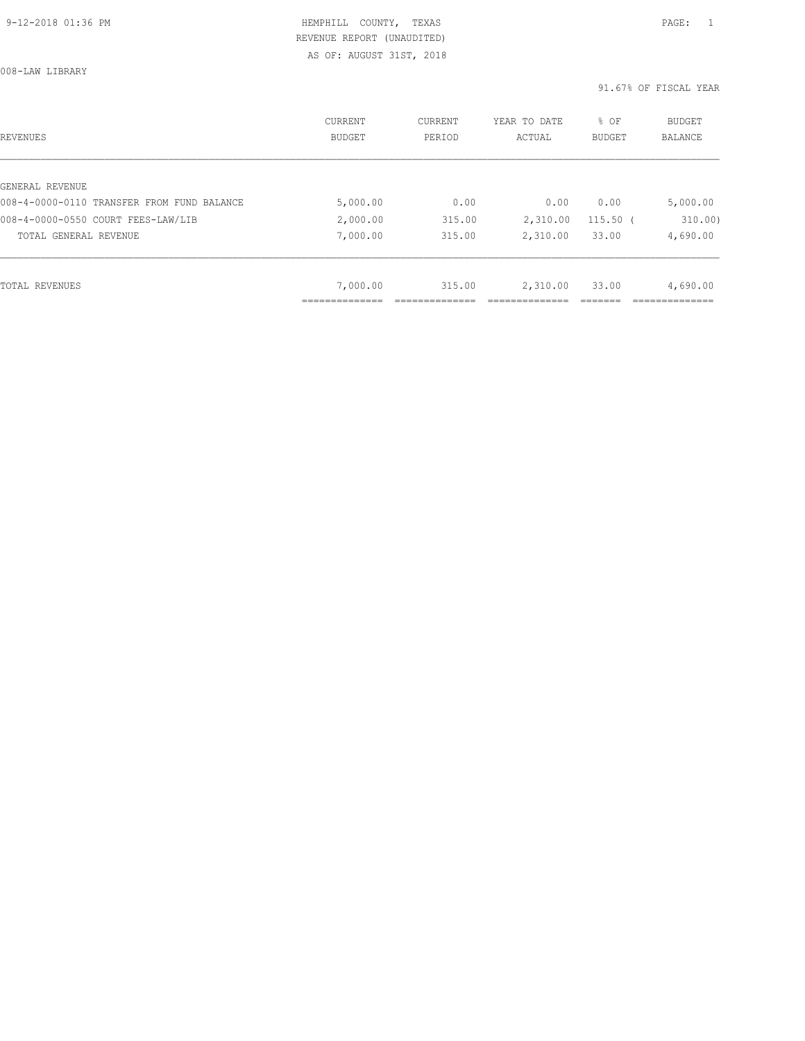HEMPHILL COUNTY, TEXAS
REVENUE REPORT (UNAUDITED)
AS OF: AUGUST 31ST, 2018

008-LAW LIBRARY

91.67% OF FISCAL YEAR

| REVENUES | CURRENT BUDGET | CURRENT PERIOD | YEAR TO DATE ACTUAL | % OF BUDGET | BUDGET BALANCE |
|---|---|---|---|---|---|
| GENERAL REVENUE | | | | | |
| 008-4-0000-0110 TRANSFER FROM FUND BALANCE | 5,000.00 | 0.00 | 0.00 | 0.00 | 5,000.00 |
| 008-4-0000-0550 COURT FEES-LAW/LIB | 2,000.00 | 315.00 | 2,310.00 | 115.50 | ( 310.00) |
| TOTAL GENERAL REVENUE | 7,000.00 | 315.00 | 2,310.00 | 33.00 | 4,690.00 |
| TOTAL REVENUES | 7,000.00 | 315.00 | 2,310.00 | 33.00 | 4,690.00 |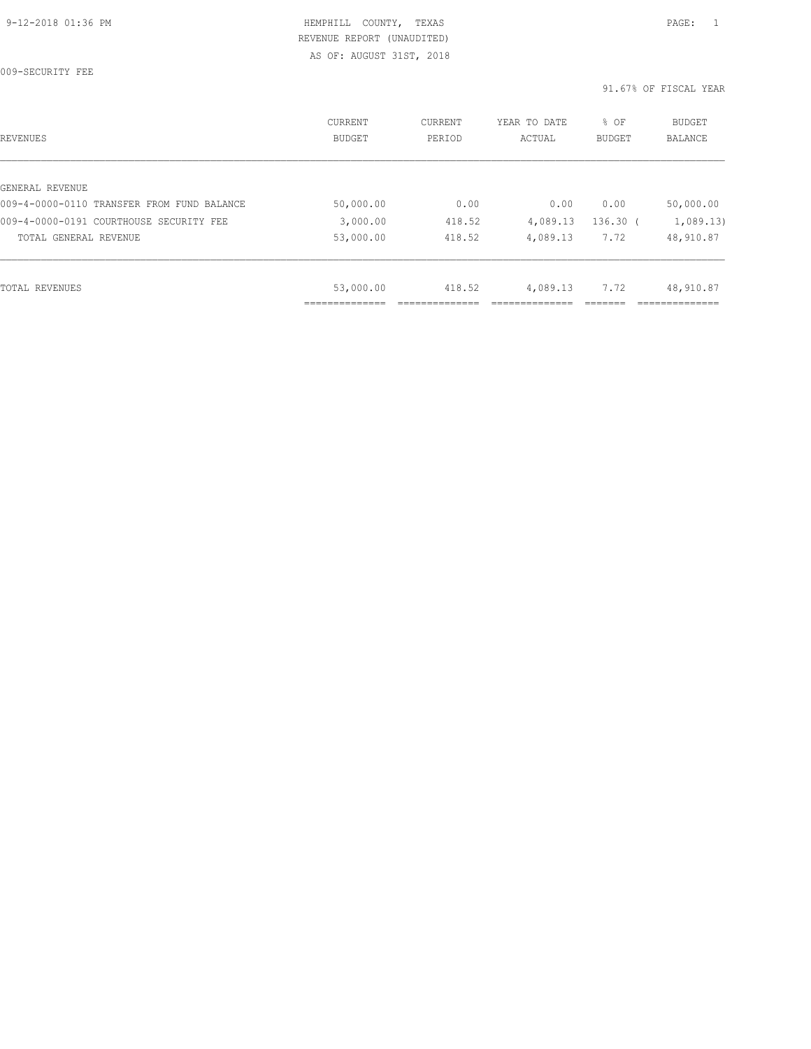HEMPHILL COUNTY, TEXAS
REVENUE REPORT (UNAUDITED)
AS OF: AUGUST 31ST, 2018

009-SECURITY FEE

91.67% OF FISCAL YEAR

| REVENUES | CURRENT BUDGET | CURRENT PERIOD | YEAR TO DATE ACTUAL | % OF BUDGET | BUDGET BALANCE |
|---|---|---|---|---|---|
| GENERAL REVENUE | | | | | |
| 009-4-0000-0110 TRANSFER FROM FUND BALANCE | 50,000.00 | 0.00 | 0.00 | 0.00 | 50,000.00 |
| 009-4-0000-0191 COURTHOUSE SECURITY FEE | 3,000.00 | 418.52 | 4,089.13 | 136.30 | ( 1,089.13) |
| TOTAL GENERAL REVENUE | 53,000.00 | 418.52 | 4,089.13 | 7.72 | 48,910.87 |
| TOTAL REVENUES | 53,000.00 | 418.52 | 4,089.13 | 7.72 | 48,910.87 |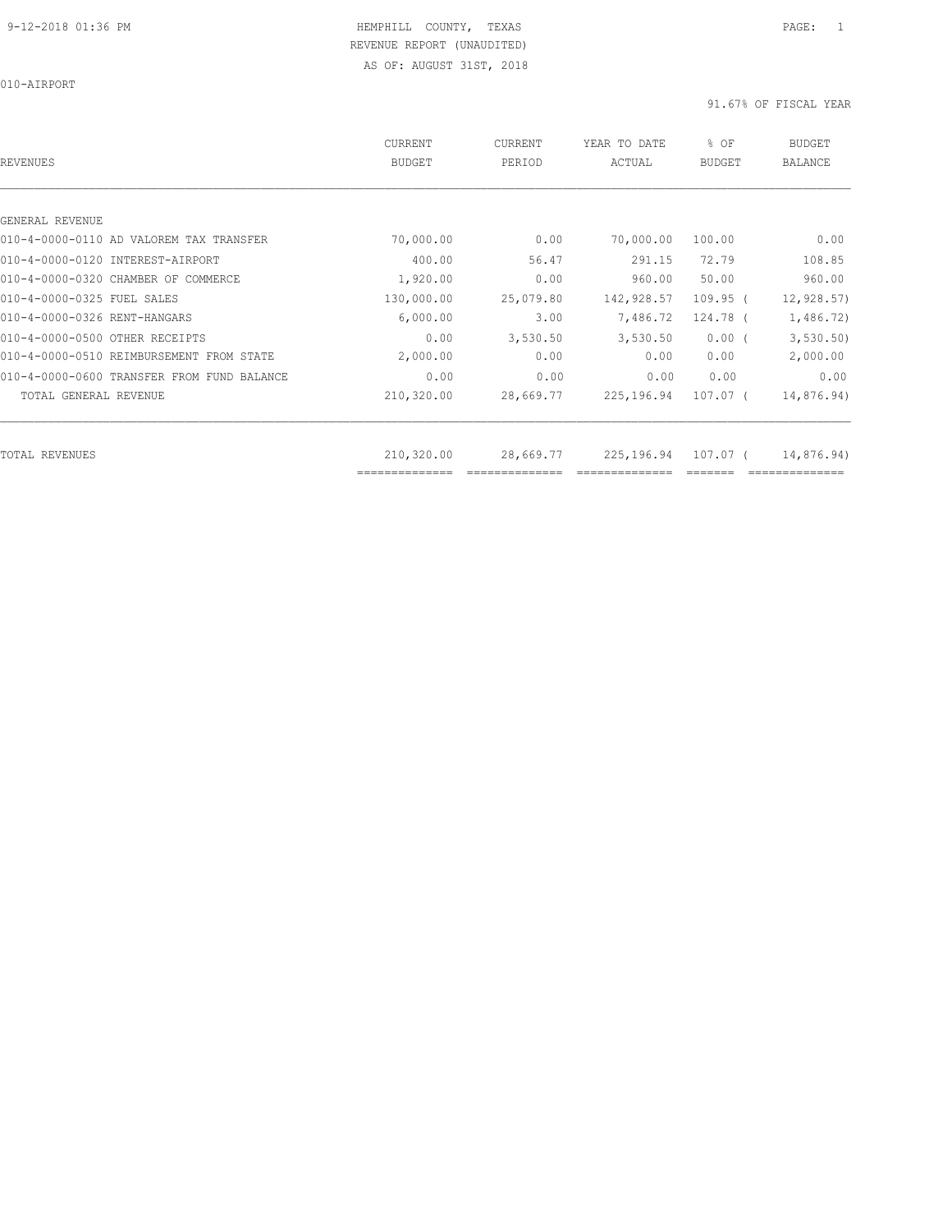HEMPHILL COUNTY, TEXAS
REVENUE REPORT (UNAUDITED)
AS OF: AUGUST 31ST, 2018

010-AIRPORT

91.67% OF FISCAL YEAR

| REVENUES | CURRENT BUDGET | CURRENT PERIOD | YEAR TO DATE ACTUAL | % OF BUDGET | BUDGET BALANCE |
|---|---|---|---|---|---|
| GENERAL REVENUE | | | | | |
| 010-4-0000-0110 AD VALOREM TAX TRANSFER | 70,000.00 | 0.00 | 70,000.00 | 100.00 | 0.00 |
| 010-4-0000-0120 INTEREST-AIRPORT | 400.00 | 56.47 | 291.15 | 72.79 | 108.85 |
| 010-4-0000-0320 CHAMBER OF COMMERCE | 1,920.00 | 0.00 | 960.00 | 50.00 | 960.00 |
| 010-4-0000-0325 FUEL SALES | 130,000.00 | 25,079.80 | 142,928.57 | 109.95 | ( 12,928.57) |
| 010-4-0000-0326 RENT-HANGARS | 6,000.00 | 3.00 | 7,486.72 | 124.78 | ( 1,486.72) |
| 010-4-0000-0500 OTHER RECEIPTS | 0.00 | 3,530.50 | 3,530.50 | 0.00 | ( 3,530.50) |
| 010-4-0000-0510 REIMBURSEMENT FROM STATE | 2,000.00 | 0.00 | 0.00 | 0.00 | 2,000.00 |
| 010-4-0000-0600 TRANSFER FROM FUND BALANCE | 0.00 | 0.00 | 0.00 | 0.00 | 0.00 |
| TOTAL GENERAL REVENUE | 210,320.00 | 28,669.77 | 225,196.94 | 107.07 | ( 14,876.94) |
| TOTAL REVENUES | 210,320.00 | 28,669.77 | 225,196.94 | 107.07 | ( 14,876.94) |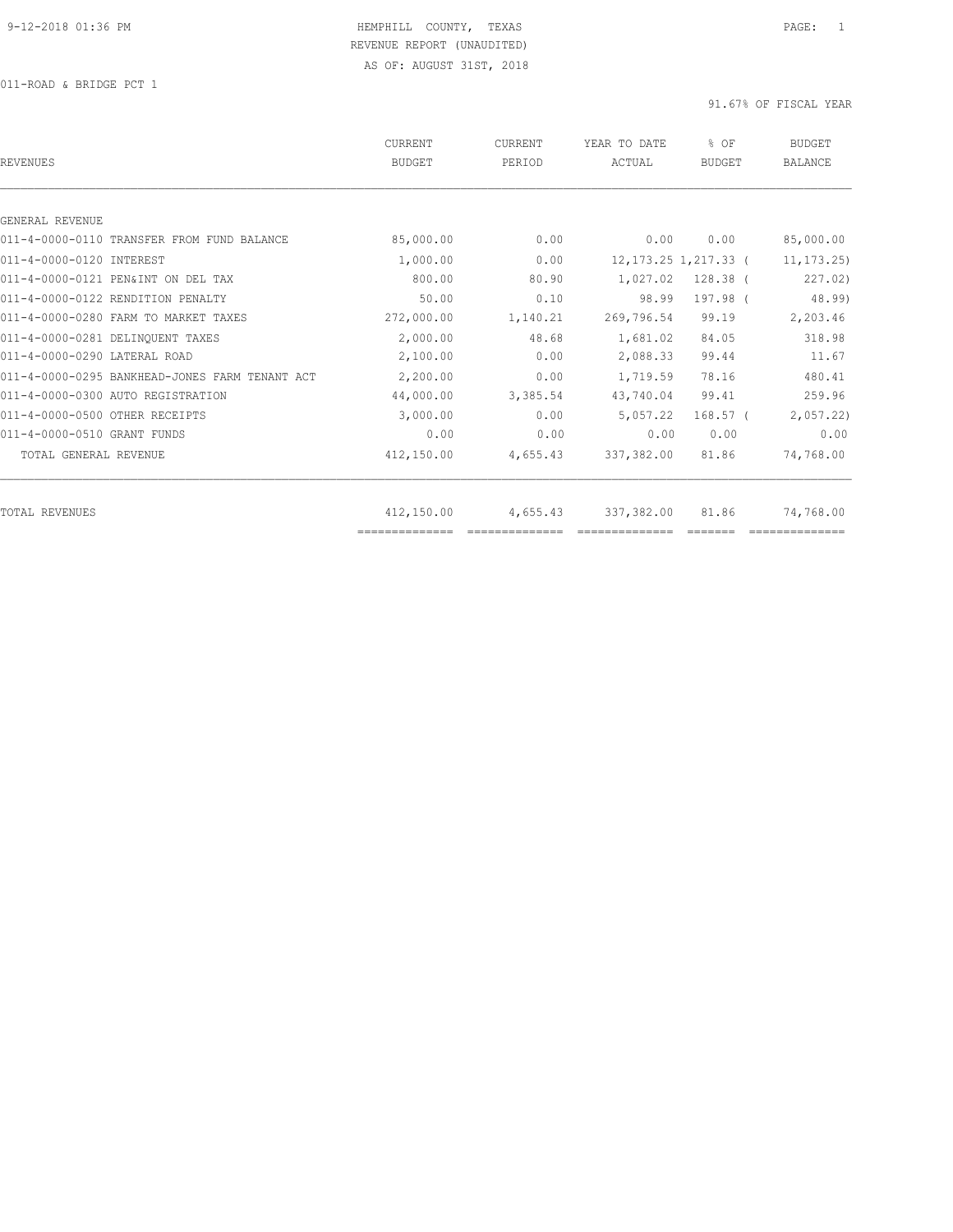HEMPHILL COUNTY, TEXAS
REVENUE REPORT (UNAUDITED)
AS OF: AUGUST 31ST, 2018

011-ROAD & BRIDGE PCT 1

91.67% OF FISCAL YEAR

| REVENUES | CURRENT BUDGET | CURRENT PERIOD | YEAR TO DATE ACTUAL | % OF BUDGET | BUDGET BALANCE |
|---|---|---|---|---|---|
| GENERAL REVENUE | | | | | |
| 011-4-0000-0110 TRANSFER FROM FUND BALANCE | 85,000.00 | 0.00 | 0.00 | 0.00 | 85,000.00 |
| 011-4-0000-0120 INTEREST | 1,000.00 | 0.00 | 12,173.25 | 1,217.33 ( | 11,173.25) |
| 011-4-0000-0121 PEN&INT ON DEL TAX | 800.00 | 80.90 | 1,027.02 | 128.38 ( | 227.02) |
| 011-4-0000-0122 RENDITION PENALTY | 50.00 | 0.10 | 98.99 | 197.98 ( | 48.99) |
| 011-4-0000-0280 FARM TO MARKET TAXES | 272,000.00 | 1,140.21 | 269,796.54 | 99.19 | 2,203.46 |
| 011-4-0000-0281 DELINQUENT TAXES | 2,000.00 | 48.68 | 1,681.02 | 84.05 | 318.98 |
| 011-4-0000-0290 LATERAL ROAD | 2,100.00 | 0.00 | 2,088.33 | 99.44 | 11.67 |
| 011-4-0000-0295 BANKHEAD-JONES FARM TENANT ACT | 2,200.00 | 0.00 | 1,719.59 | 78.16 | 480.41 |
| 011-4-0000-0300 AUTO REGISTRATION | 44,000.00 | 3,385.54 | 43,740.04 | 99.41 | 259.96 |
| 011-4-0000-0500 OTHER RECEIPTS | 3,000.00 | 0.00 | 5,057.22 | 168.57 ( | 2,057.22) |
| 011-4-0000-0510 GRANT FUNDS | 0.00 | 0.00 | 0.00 | 0.00 | 0.00 |
| TOTAL GENERAL REVENUE | 412,150.00 | 4,655.43 | 337,382.00 | 81.86 | 74,768.00 |
| TOTAL REVENUES | 412,150.00 | 4,655.43 | 337,382.00 | 81.86 | 74,768.00 |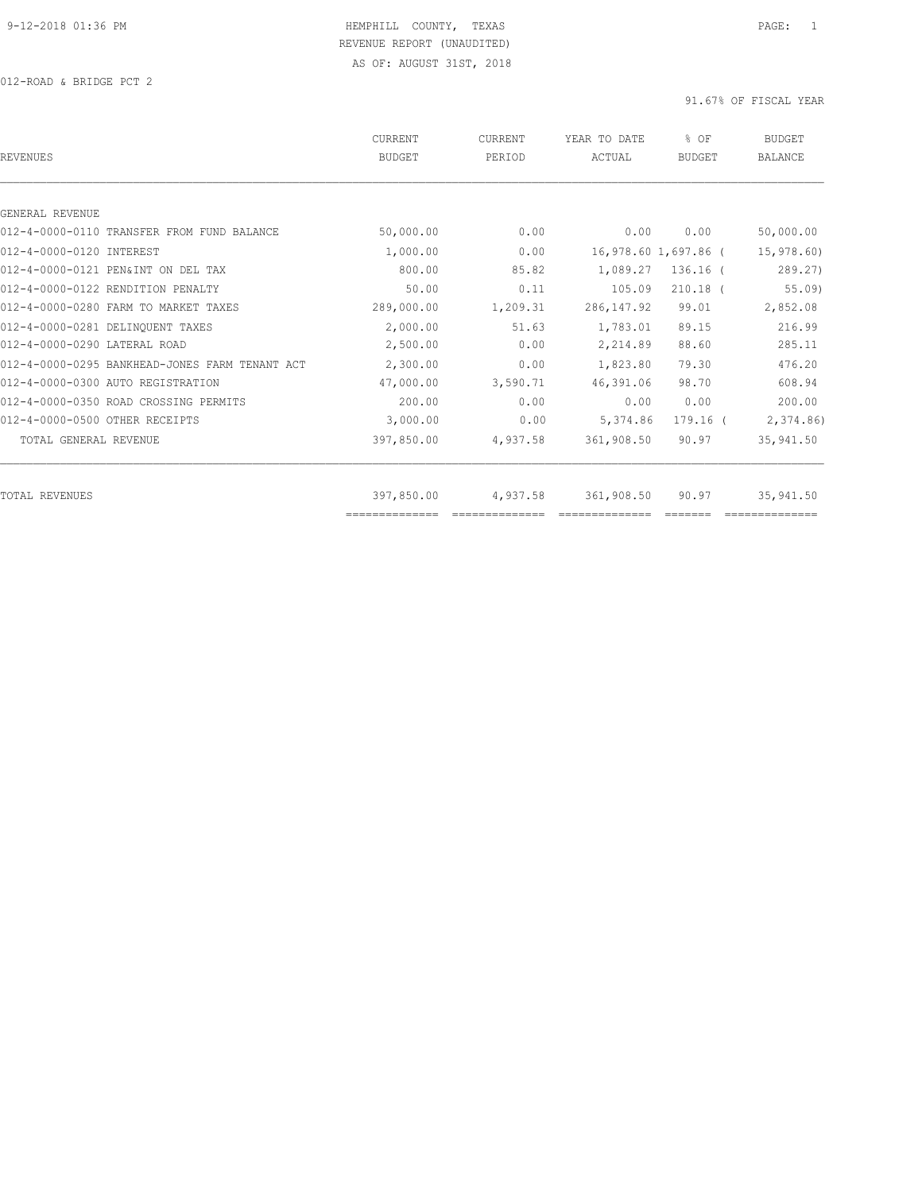HEMPHILL COUNTY, TEXAS
REVENUE REPORT (UNAUDITED)
AS OF: AUGUST 31ST, 2018

012-ROAD & BRIDGE PCT 2

91.67% OF FISCAL YEAR

| REVENUES | CURRENT BUDGET | CURRENT PERIOD | YEAR TO DATE ACTUAL | % OF BUDGET | BUDGET BALANCE |
|---|---|---|---|---|---|
| GENERAL REVENUE | | | | | |
| 012-4-0000-0110 TRANSFER FROM FUND BALANCE | 50,000.00 | 0.00 | 0.00 | 0.00 | 50,000.00 |
| 012-4-0000-0120 INTEREST | 1,000.00 | 0.00 | 16,978.60 | 1,697.86 ( | 15,978.60) |
| 012-4-0000-0121 PEN&INT ON DEL TAX | 800.00 | 85.82 | 1,089.27 | 136.16 ( | 289.27) |
| 012-4-0000-0122 RENDITION PENALTY | 50.00 | 0.11 | 105.09 | 210.18 ( | 55.09) |
| 012-4-0000-0280 FARM TO MARKET TAXES | 289,000.00 | 1,209.31 | 286,147.92 | 99.01 | 2,852.08 |
| 012-4-0000-0281 DELINQUENT TAXES | 2,000.00 | 51.63 | 1,783.01 | 89.15 | 216.99 |
| 012-4-0000-0290 LATERAL ROAD | 2,500.00 | 0.00 | 2,214.89 | 88.60 | 285.11 |
| 012-4-0000-0295 BANKHEAD-JONES FARM TENANT ACT | 2,300.00 | 0.00 | 1,823.80 | 79.30 | 476.20 |
| 012-4-0000-0300 AUTO REGISTRATION | 47,000.00 | 3,590.71 | 46,391.06 | 98.70 | 608.94 |
| 012-4-0000-0350 ROAD CROSSING PERMITS | 200.00 | 0.00 | 0.00 | 0.00 | 200.00 |
| 012-4-0000-0500 OTHER RECEIPTS | 3,000.00 | 0.00 | 5,374.86 | 179.16 ( | 2,374.86) |
| TOTAL GENERAL REVENUE | 397,850.00 | 4,937.58 | 361,908.50 | 90.97 | 35,941.50 |
| TOTAL REVENUES | 397,850.00 | 4,937.58 | 361,908.50 | 90.97 | 35,941.50 |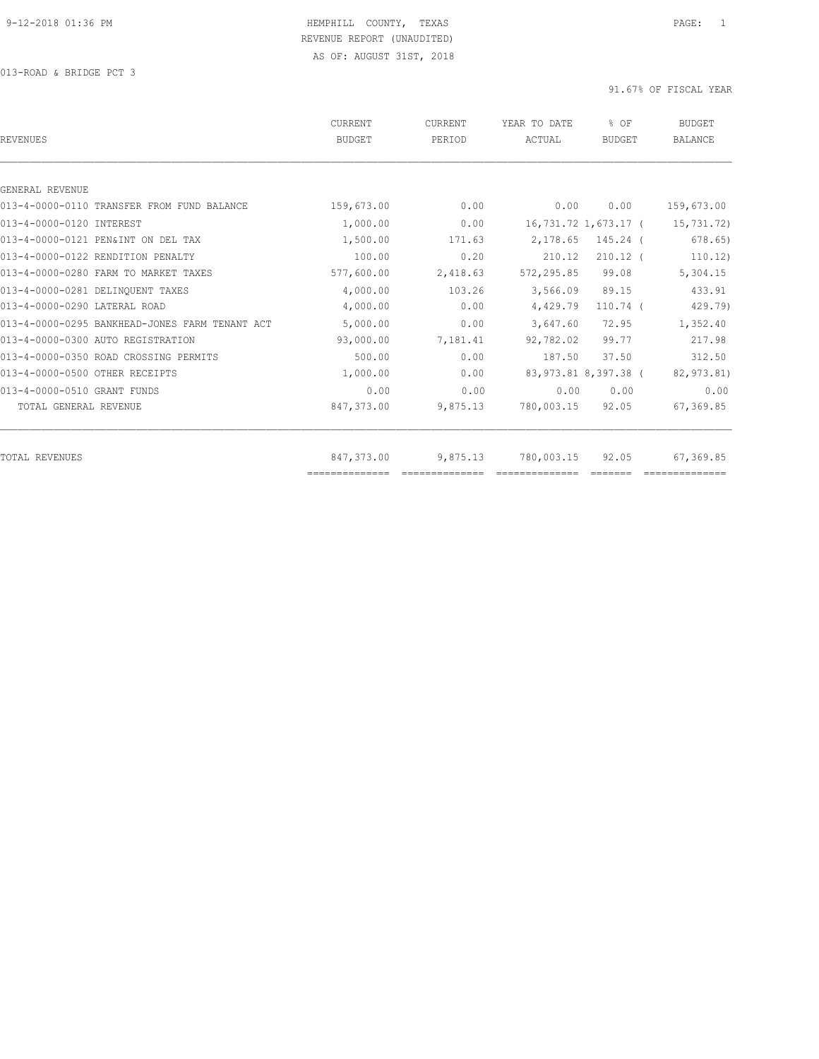HEMPHILL COUNTY, TEXAS
REVENUE REPORT (UNAUDITED)
AS OF: AUGUST 31ST, 2018

013-ROAD & BRIDGE PCT 3

91.67% OF FISCAL YEAR

| REVENUES | CURRENT BUDGET | CURRENT PERIOD | YEAR TO DATE ACTUAL | % OF BUDGET | BUDGET BALANCE |
|---|---|---|---|---|---|
| GENERAL REVENUE | | | | | |
| 013-4-0000-0110 TRANSFER FROM FUND BALANCE | 159,673.00 | 0.00 | 0.00 | 0.00 | 159,673.00 |
| 013-4-0000-0120 INTEREST | 1,000.00 | 0.00 | 16,731.72 | 1,673.17 | ( 15,731.72) |
| 013-4-0000-0121 PEN&INT ON DEL TAX | 1,500.00 | 171.63 | 2,178.65 | 145.24 | ( 678.65) |
| 013-4-0000-0122 RENDITION PENALTY | 100.00 | 0.20 | 210.12 | 210.12 | ( 110.12) |
| 013-4-0000-0280 FARM TO MARKET TAXES | 577,600.00 | 2,418.63 | 572,295.85 | 99.08 | 5,304.15 |
| 013-4-0000-0281 DELINQUENT TAXES | 4,000.00 | 103.26 | 3,566.09 | 89.15 | 433.91 |
| 013-4-0000-0290 LATERAL ROAD | 4,000.00 | 0.00 | 4,429.79 | 110.74 | ( 429.79) |
| 013-4-0000-0295 BANKHEAD-JONES FARM TENANT ACT | 5,000.00 | 0.00 | 3,647.60 | 72.95 | 1,352.40 |
| 013-4-0000-0300 AUTO REGISTRATION | 93,000.00 | 7,181.41 | 92,782.02 | 99.77 | 217.98 |
| 013-4-0000-0350 ROAD CROSSING PERMITS | 500.00 | 0.00 | 187.50 | 37.50 | 312.50 |
| 013-4-0000-0500 OTHER RECEIPTS | 1,000.00 | 0.00 | 83,973.81 | 8,397.38 | ( 82,973.81) |
| 013-4-0000-0510 GRANT FUNDS | 0.00 | 0.00 | 0.00 | 0.00 | 0.00 |
| TOTAL GENERAL REVENUE | 847,373.00 | 9,875.13 | 780,003.15 | 92.05 | 67,369.85 |
| TOTAL REVENUES | 847,373.00 | 9,875.13 | 780,003.15 | 92.05 | 67,369.85 |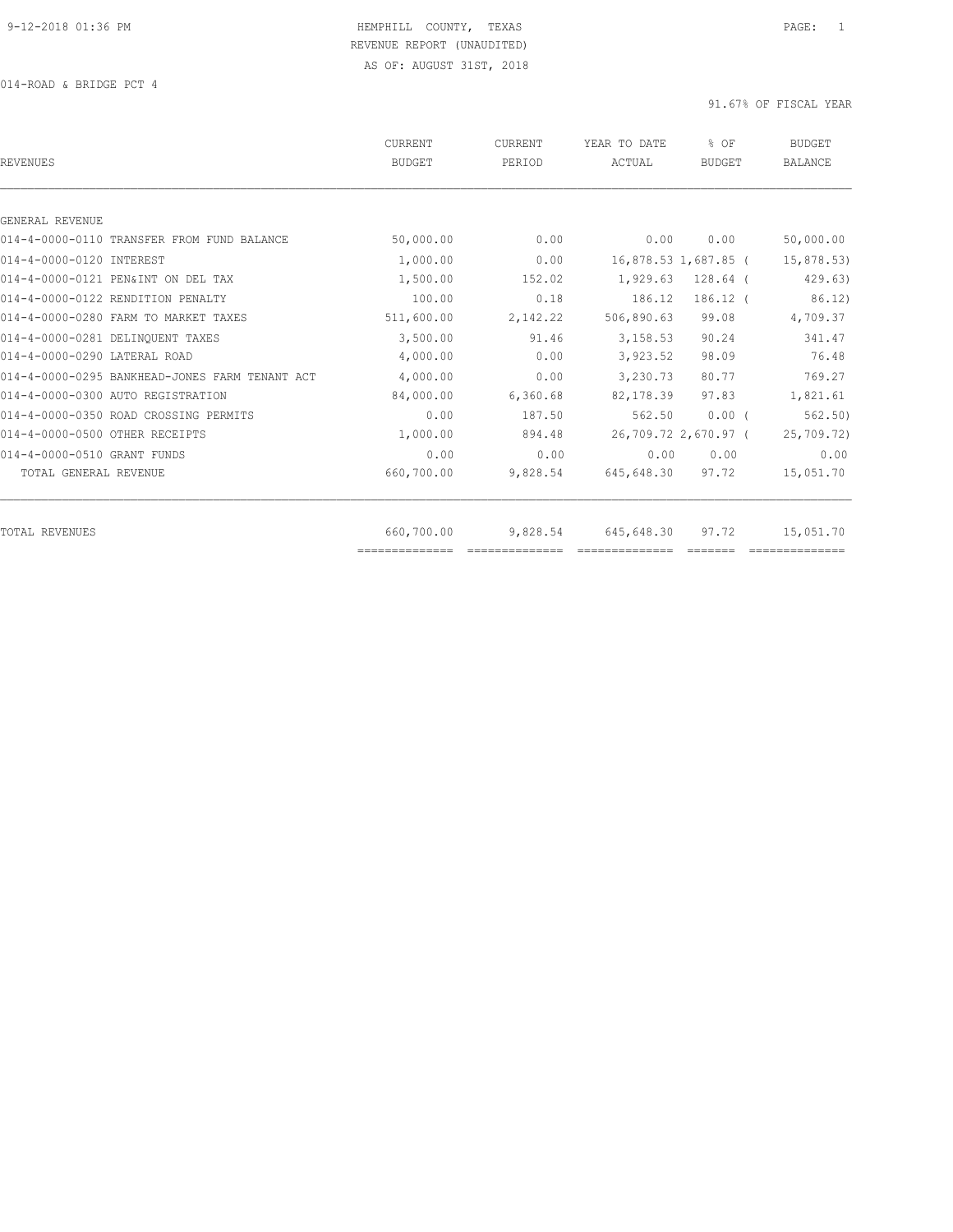HEMPHILL COUNTY, TEXAS
REVENUE REPORT (UNAUDITED)
AS OF: AUGUST 31ST, 2018

014-ROAD & BRIDGE PCT 4

91.67% OF FISCAL YEAR

| REVENUES | CURRENT BUDGET | CURRENT PERIOD | YEAR TO DATE ACTUAL | % OF BUDGET | BUDGET BALANCE |
|---|---|---|---|---|---|
| GENERAL REVENUE | | | | | |
| 014-4-0000-0110 TRANSFER FROM FUND BALANCE | 50,000.00 | 0.00 | 0.00 | 0.00 | 50,000.00 |
| 014-4-0000-0120 INTEREST | 1,000.00 | 0.00 | 16,878.53 | 1,687.85 | ( 15,878.53) |
| 014-4-0000-0121 PEN&INT ON DEL TAX | 1,500.00 | 152.02 | 1,929.63 | 128.64 | ( 429.63) |
| 014-4-0000-0122 RENDITION PENALTY | 100.00 | 0.18 | 186.12 | 186.12 | ( 86.12) |
| 014-4-0000-0280 FARM TO MARKET TAXES | 511,600.00 | 2,142.22 | 506,890.63 | 99.08 | 4,709.37 |
| 014-4-0000-0281 DELINQUENT TAXES | 3,500.00 | 91.46 | 3,158.53 | 90.24 | 341.47 |
| 014-4-0000-0290 LATERAL ROAD | 4,000.00 | 0.00 | 3,923.52 | 98.09 | 76.48 |
| 014-4-0000-0295 BANKHEAD-JONES FARM TENANT ACT | 4,000.00 | 0.00 | 3,230.73 | 80.77 | 769.27 |
| 014-4-0000-0300 AUTO REGISTRATION | 84,000.00 | 6,360.68 | 82,178.39 | 97.83 | 1,821.61 |
| 014-4-0000-0350 ROAD CROSSING PERMITS | 0.00 | 187.50 | 562.50 | 0.00 | ( 562.50) |
| 014-4-0000-0500 OTHER RECEIPTS | 1,000.00 | 894.48 | 26,709.72 | 2,670.97 | ( 25,709.72) |
| 014-4-0000-0510 GRANT FUNDS | 0.00 | 0.00 | 0.00 | 0.00 | 0.00 |
| TOTAL GENERAL REVENUE | 660,700.00 | 9,828.54 | 645,648.30 | 97.72 | 15,051.70 |
| TOTAL REVENUES | 660,700.00 | 9,828.54 | 645,648.30 | 97.72 | 15,051.70 |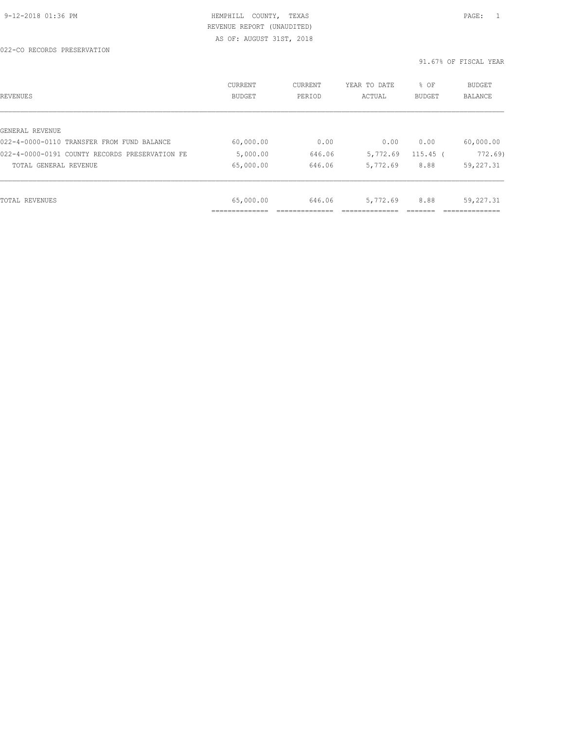HEMPHILL COUNTY, TEXAS
REVENUE REPORT (UNAUDITED)
AS OF: AUGUST 31ST, 2018

022-CO RECORDS PRESERVATION

91.67% OF FISCAL YEAR

| REVENUES | CURRENT BUDGET | CURRENT PERIOD | YEAR TO DATE ACTUAL | % OF BUDGET | BUDGET BALANCE |
|---|---|---|---|---|---|
| GENERAL REVENUE | | | | | |
| 022-4-0000-0110 TRANSFER FROM FUND BALANCE | 60,000.00 | 0.00 | 0.00 | 0.00 | 60,000.00 |
| 022-4-0000-0191 COUNTY RECORDS PRESERVATION FE | 5,000.00 | 646.06 | 5,772.69 | 115.45 | ( 772.69) |
| TOTAL GENERAL REVENUE | 65,000.00 | 646.06 | 5,772.69 | 8.88 | 59,227.31 |
| TOTAL REVENUES | 65,000.00 | 646.06 | 5,772.69 | 8.88 | 59,227.31 |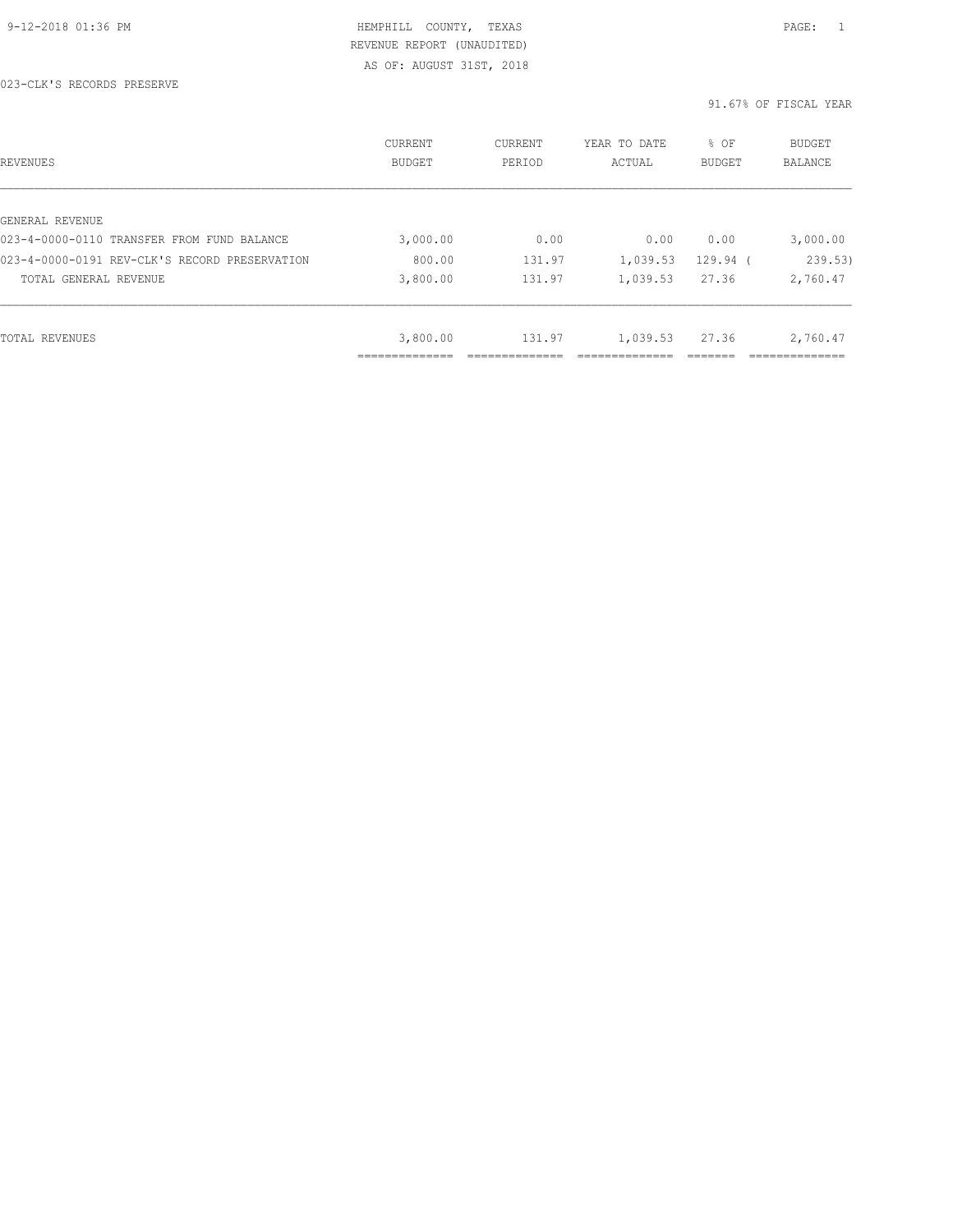HEMPHILL COUNTY, TEXAS

REVENUE REPORT (UNAUDITED)

AS OF: AUGUST 31ST, 2018

023-CLK'S RECORDS PRESERVE

91.67% OF FISCAL YEAR

| REVENUES | CURRENT BUDGET | CURRENT PERIOD | YEAR TO DATE ACTUAL | % OF BUDGET | BUDGET BALANCE |
|---|---|---|---|---|---|
| GENERAL REVENUE | | | | | |
| 023-4-0000-0110 TRANSFER FROM FUND BALANCE | 3,000.00 | 0.00 | 0.00 | 0.00 | 3,000.00 |
| 023-4-0000-0191 REV-CLK'S RECORD PRESERVATION | 800.00 | 131.97 | 1,039.53 | 129.94 | ( 239.53) |
| TOTAL GENERAL REVENUE | 3,800.00 | 131.97 | 1,039.53 | 27.36 | 2,760.47 |
| TOTAL REVENUES | 3,800.00 | 131.97 | 1,039.53 | 27.36 | 2,760.47 |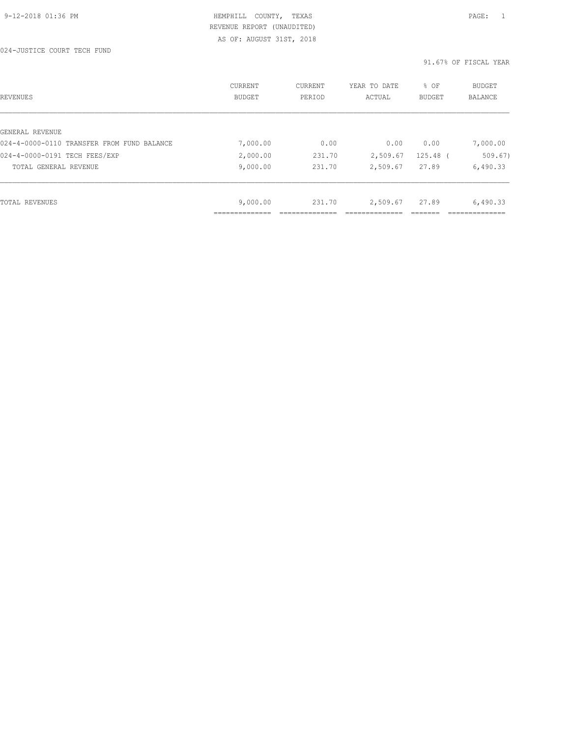HEMPHILL COUNTY, TEXAS
REVENUE REPORT (UNAUDITED)
AS OF: AUGUST 31ST, 2018

024-JUSTICE COURT TECH FUND

91.67% OF FISCAL YEAR

| REVENUES | CURRENT BUDGET | CURRENT PERIOD | YEAR TO DATE ACTUAL | % OF BUDGET | BUDGET BALANCE |
|---|---|---|---|---|---|
| GENERAL REVENUE | | | | | |
| 024-4-0000-0110 TRANSFER FROM FUND BALANCE | 7,000.00 | 0.00 | 0.00 | 0.00 | 7,000.00 |
| 024-4-0000-0191 TECH FEES/EXP | 2,000.00 | 231.70 | 2,509.67 | 125.48 | ( 509.67) |
| TOTAL GENERAL REVENUE | 9,000.00 | 231.70 | 2,509.67 | 27.89 | 6,490.33 |
| TOTAL REVENUES | 9,000.00 | 231.70 | 2,509.67 | 27.89 | 6,490.33 |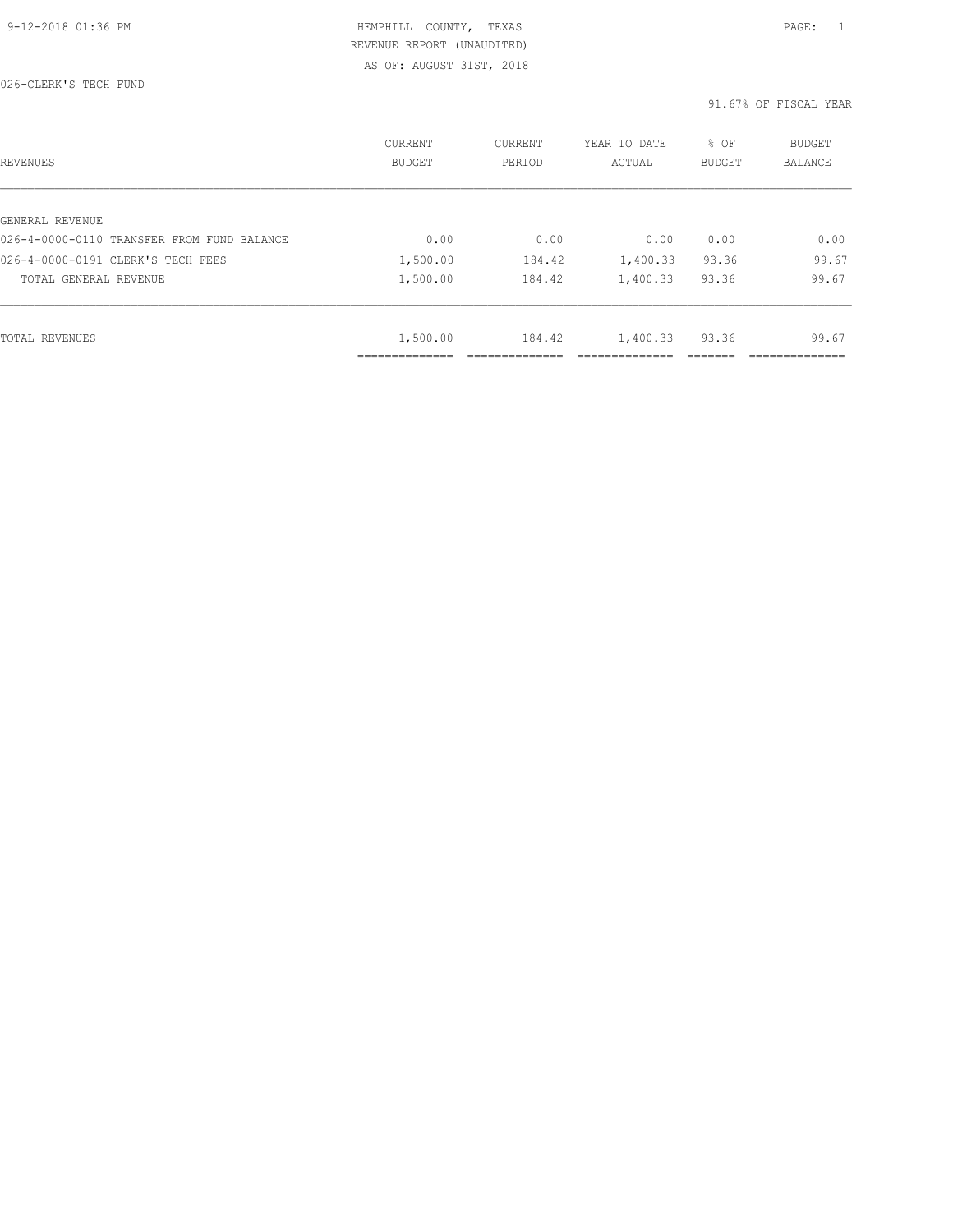HEMPHILL COUNTY, TEXAS
REVENUE REPORT (UNAUDITED)
AS OF: AUGUST 31ST, 2018

026-CLERK'S TECH FUND

91.67% OF FISCAL YEAR

| REVENUES | CURRENT BUDGET | CURRENT PERIOD | YEAR TO DATE ACTUAL | % OF BUDGET | BUDGET BALANCE |
|---|---|---|---|---|---|
| GENERAL REVENUE | | | | | |
| 026-4-0000-0110 TRANSFER FROM FUND BALANCE | 0.00 | 0.00 | 0.00 | 0.00 | 0.00 |
| 026-4-0000-0191 CLERK'S TECH FEES | 1,500.00 | 184.42 | 1,400.33 | 93.36 | 99.67 |
| TOTAL GENERAL REVENUE | 1,500.00 | 184.42 | 1,400.33 | 93.36 | 99.67 |
| TOTAL REVENUES | 1,500.00 | 184.42 | 1,400.33 | 93.36 | 99.67 |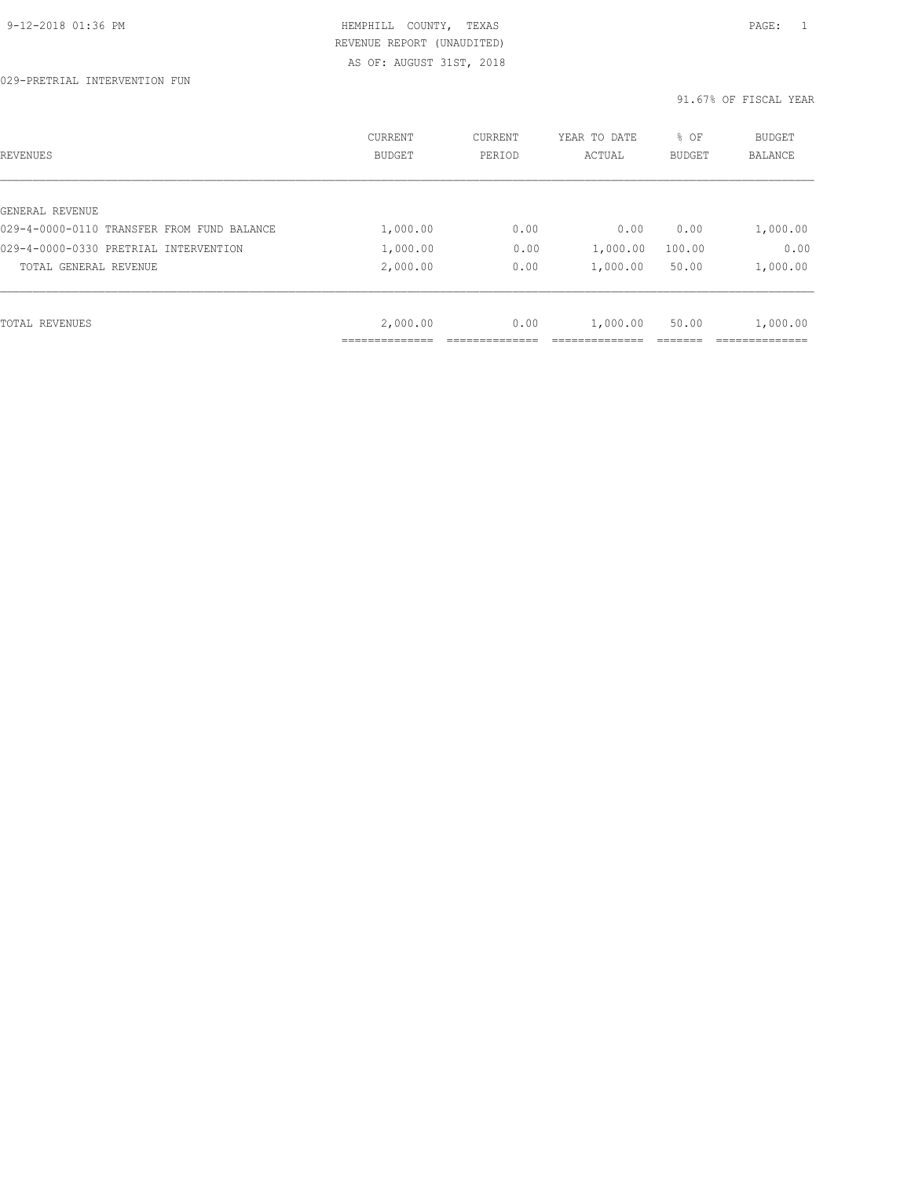9-12-2018 01:36 PM HEMPHILL COUNTY, TEXAS

REVENUE REPORT (UNAUDITED)

AS OF: AUGUST 31ST, 2018

029-PRETRIAL INTERVENTION FUN

91.67% OF FISCAL YEAR

| REVENUES | CURRENT BUDGET | CURRENT PERIOD | YEAR TO DATE ACTUAL | % OF BUDGET | BUDGET BALANCE |
|---|---|---|---|---|---|
| GENERAL REVENUE | | | | | |
| 029-4-0000-0110 TRANSFER FROM FUND BALANCE | 1,000.00 | 0.00 | 0.00 | 0.00 | 1,000.00 |
| 029-4-0000-0330 PRETRIAL INTERVENTION | 1,000.00 | 0.00 | 1,000.00 | 100.00 | 0.00 |
| TOTAL GENERAL REVENUE | 2,000.00 | 0.00 | 1,000.00 | 50.00 | 1,000.00 |
| TOTAL REVENUES | 2,000.00 | 0.00 | 1,000.00 | 50.00 | 1,000.00 |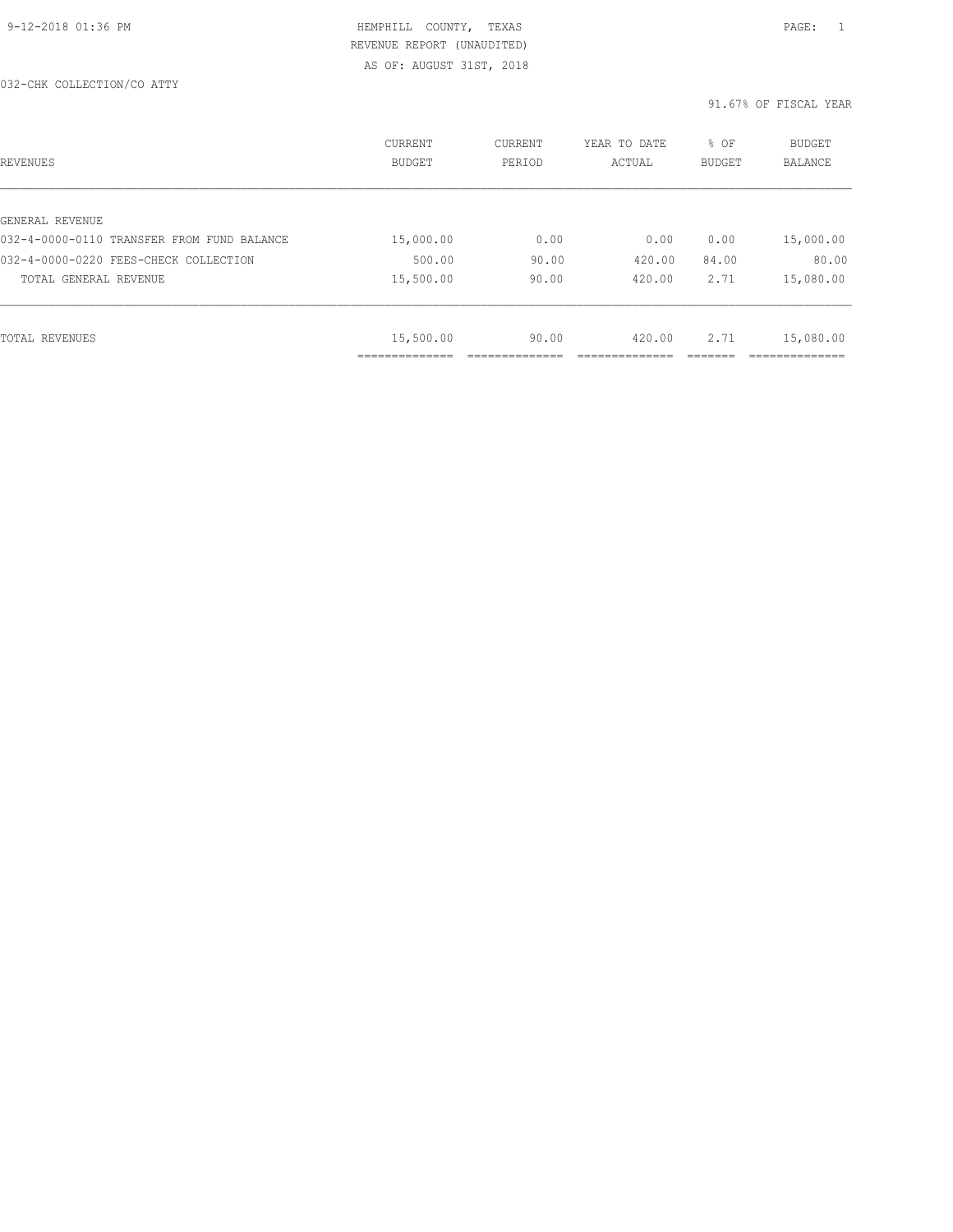HEMPHILL COUNTY, TEXAS
REVENUE REPORT (UNAUDITED)
AS OF: AUGUST 31ST, 2018

032-CHK COLLECTION/CO ATTY

91.67% OF FISCAL YEAR

| REVENUES | CURRENT BUDGET | CURRENT PERIOD | YEAR TO DATE ACTUAL | % OF BUDGET | BUDGET BALANCE |
|---|---|---|---|---|---|
| GENERAL REVENUE | | | | | |
| 032-4-0000-0110 TRANSFER FROM FUND BALANCE | 15,000.00 | 0.00 | 0.00 | 0.00 | 15,000.00 |
| 032-4-0000-0220 FEES-CHECK COLLECTION | 500.00 | 90.00 | 420.00 | 84.00 | 80.00 |
| TOTAL GENERAL REVENUE | 15,500.00 | 90.00 | 420.00 | 2.71 | 15,080.00 |
| TOTAL REVENUES | 15,500.00 | 90.00 | 420.00 | 2.71 | 15,080.00 |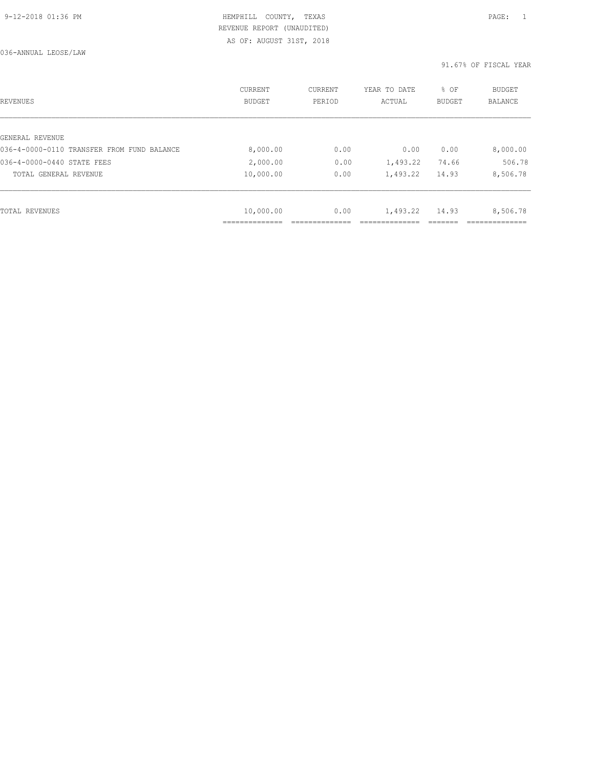HEMPHILL COUNTY, TEXAS
REVENUE REPORT (UNAUDITED)
AS OF: AUGUST 31ST, 2018

036-ANNUAL LEOSE/LAW

91.67% OF FISCAL YEAR

| REVENUES | CURRENT BUDGET | CURRENT PERIOD | YEAR TO DATE ACTUAL | % OF BUDGET | BUDGET BALANCE |
|---|---|---|---|---|---|
| GENERAL REVENUE | | | | | |
| 036-4-0000-0110 TRANSFER FROM FUND BALANCE | 8,000.00 | 0.00 | 0.00 | 0.00 | 8,000.00 |
| 036-4-0000-0440 STATE FEES | 2,000.00 | 0.00 | 1,493.22 | 74.66 | 506.78 |
| TOTAL GENERAL REVENUE | 10,000.00 | 0.00 | 1,493.22 | 14.93 | 8,506.78 |
| TOTAL REVENUES | 10,000.00 | 0.00 | 1,493.22 | 14.93 | 8,506.78 |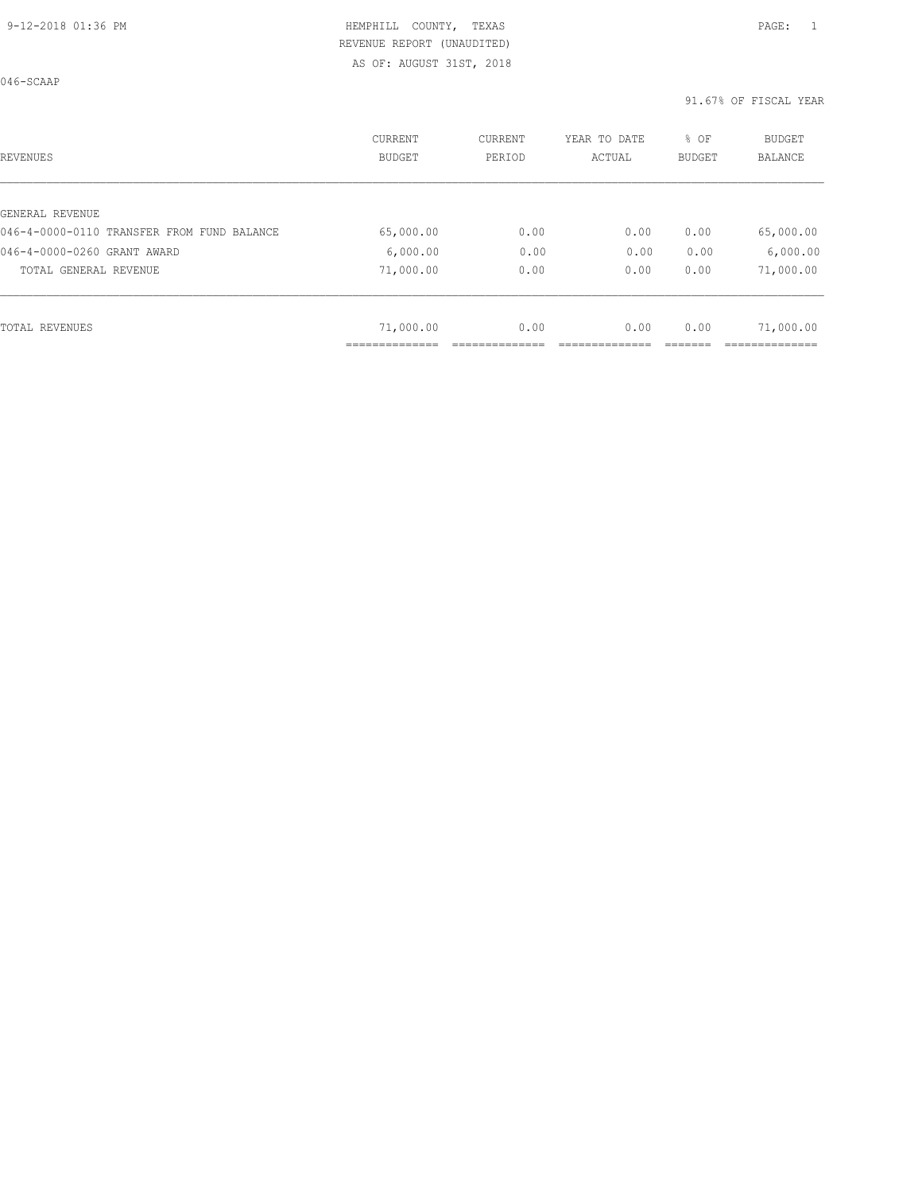HEMPHILL COUNTY, TEXAS
REVENUE REPORT (UNAUDITED)
AS OF: AUGUST 31ST, 2018

046-SCAAP

91.67% OF FISCAL YEAR

| REVENUES | CURRENT BUDGET | CURRENT PERIOD | YEAR TO DATE ACTUAL | % OF BUDGET | BUDGET BALANCE |
|---|---|---|---|---|---|
| GENERAL REVENUE | | | | | |
| 046-4-0000-0110 TRANSFER FROM FUND BALANCE | 65,000.00 | 0.00 | 0.00 | 0.00 | 65,000.00 |
| 046-4-0000-0260 GRANT AWARD | 6,000.00 | 0.00 | 0.00 | 0.00 | 6,000.00 |
| TOTAL GENERAL REVENUE | 71,000.00 | 0.00 | 0.00 | 0.00 | 71,000.00 |
| TOTAL REVENUES | 71,000.00 | 0.00 | 0.00 | 0.00 | 71,000.00 |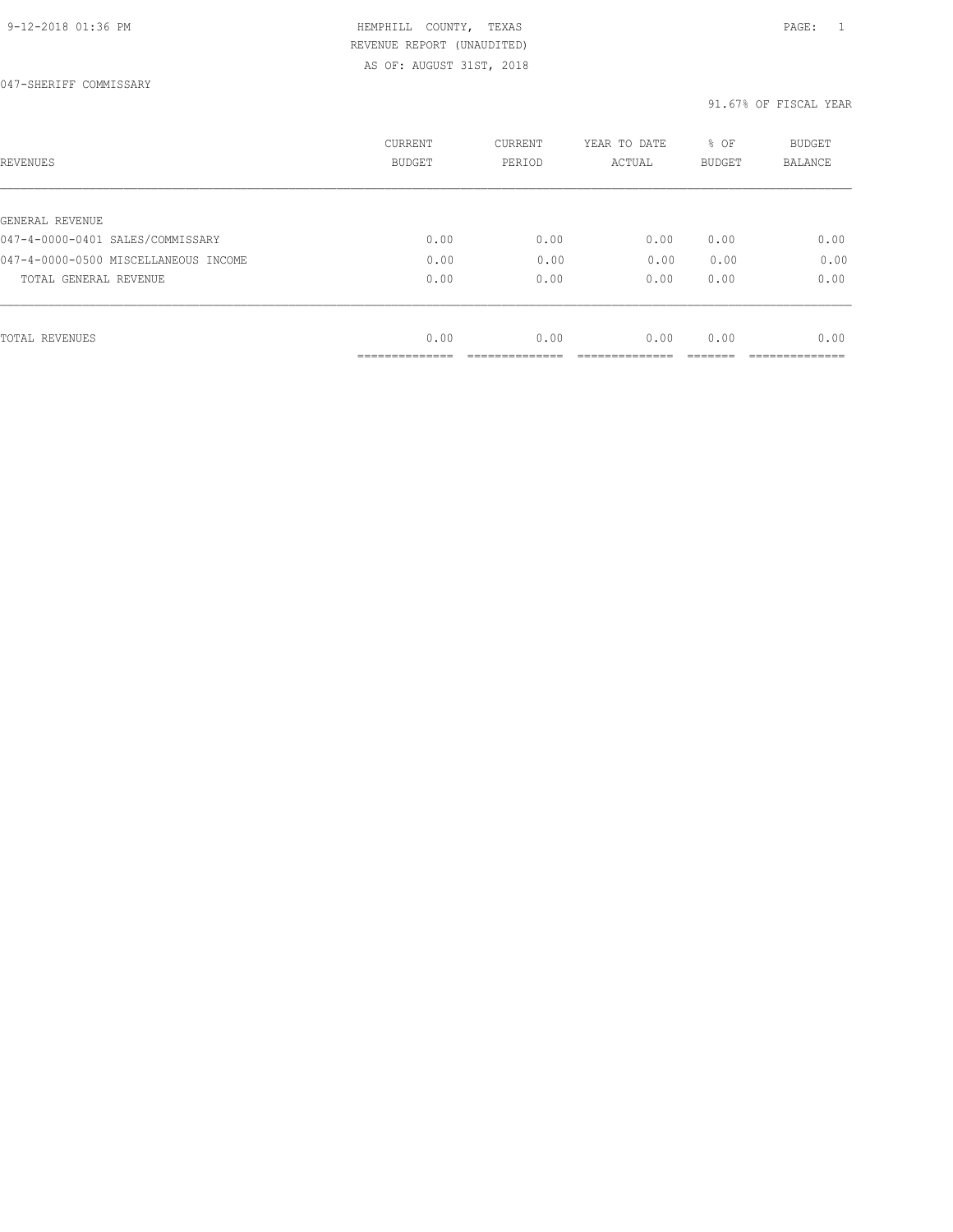9-12-2018 01:36 PM HEMPHILL COUNTY, TEXAS

REVENUE REPORT (UNAUDITED)

AS OF: AUGUST 31ST, 2018

047-SHERIFF COMMISSARY

91.67% OF FISCAL YEAR

| REVENUES | CURRENT BUDGET | CURRENT PERIOD | YEAR TO DATE ACTUAL | % OF BUDGET | BUDGET BALANCE |
|---|---|---|---|---|---|
| GENERAL REVENUE | | | | | |
| 047-4-0000-0401 SALES/COMMISSARY | 0.00 | 0.00 | 0.00 | 0.00 | 0.00 |
| 047-4-0000-0500 MISCELLANEOUS INCOME | 0.00 | 0.00 | 0.00 | 0.00 | 0.00 |
| TOTAL GENERAL REVENUE | 0.00 | 0.00 | 0.00 | 0.00 | 0.00 |
| TOTAL REVENUES | 0.00 | 0.00 | 0.00 | 0.00 | 0.00 |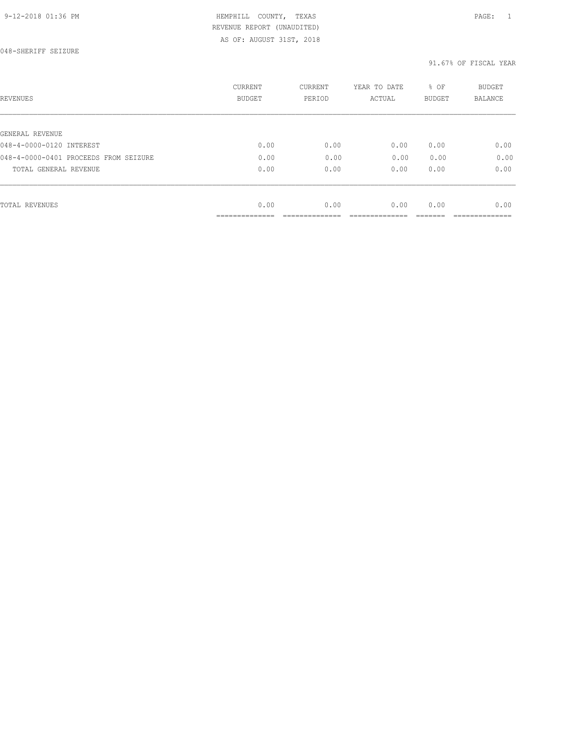HEMPHILL COUNTY, TEXAS
REVENUE REPORT (UNAUDITED)
AS OF: AUGUST 31ST, 2018

048-SHERIFF SEIZURE

91.67% OF FISCAL YEAR

| REVENUES | CURRENT BUDGET | CURRENT PERIOD | YEAR TO DATE ACTUAL | % OF BUDGET | BUDGET BALANCE |
|---|---|---|---|---|---|
| GENERAL REVENUE | | | | | |
| 048-4-0000-0120 INTEREST | 0.00 | 0.00 | 0.00 | 0.00 | 0.00 |
| 048-4-0000-0401 PROCEEDS FROM SEIZURE | 0.00 | 0.00 | 0.00 | 0.00 | 0.00 |
| TOTAL GENERAL REVENUE | 0.00 | 0.00 | 0.00 | 0.00 | 0.00 |
| TOTAL REVENUES | 0.00 | 0.00 | 0.00 | 0.00 | 0.00 |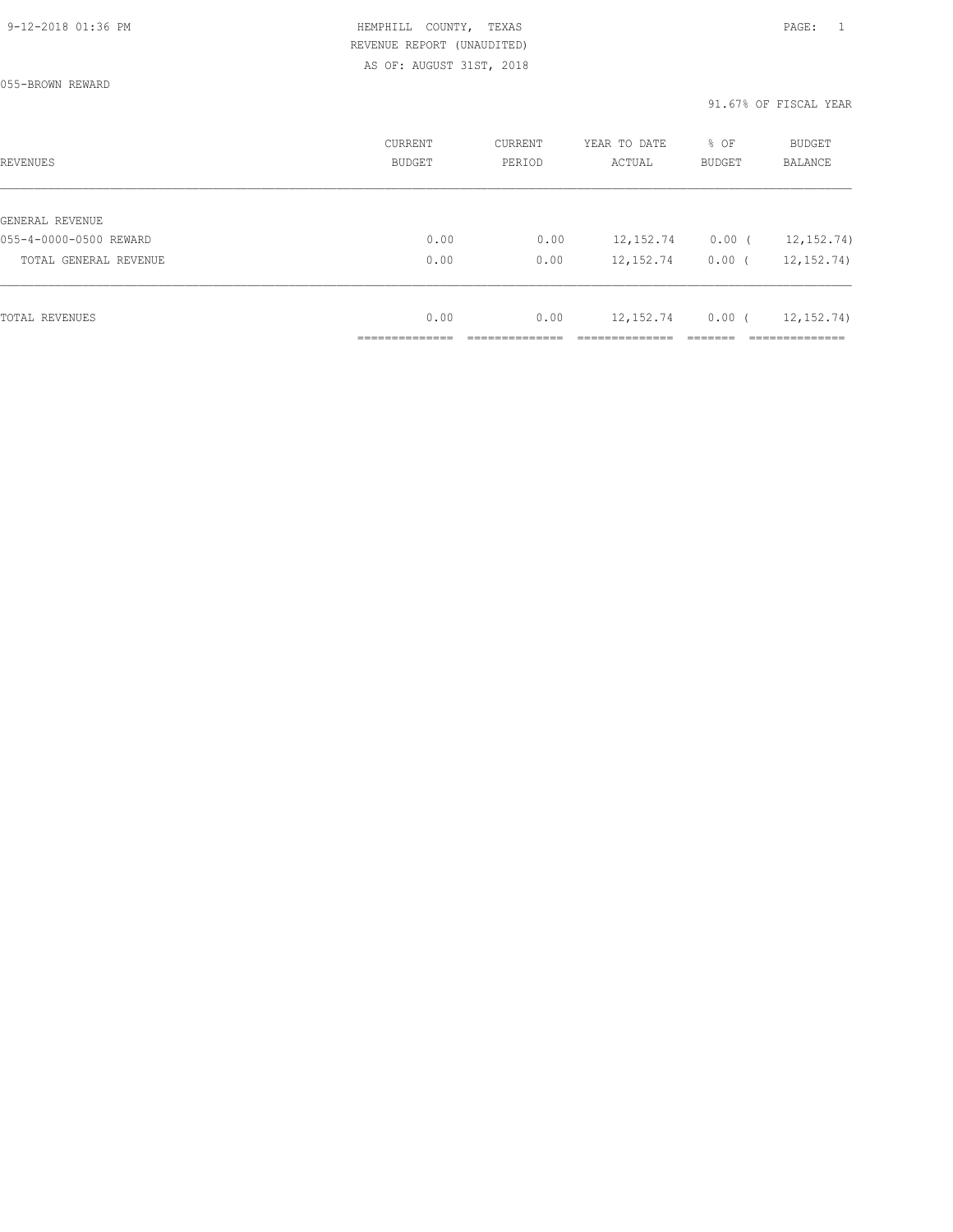9-12-2018 01:36 PM

HEMPHILL COUNTY, TEXAS

REVENUE REPORT (UNAUDITED)

AS OF: AUGUST 31ST, 2018

055-BROWN REWARD

91.67% OF FISCAL YEAR

| REVENUES | CURRENT BUDGET | CURRENT PERIOD | YEAR TO DATE ACTUAL | % OF BUDGET | BUDGET BALANCE |
|---|---|---|---|---|---|
| GENERAL REVENUE | | | | | |
| 055-4-0000-0500 REWARD | 0.00 | 0.00 | 12,152.74 | 0.00 | ( 12,152.74) |
| TOTAL GENERAL REVENUE | 0.00 | 0.00 | 12,152.74 | 0.00 | ( 12,152.74) |
| TOTAL REVENUES | 0.00 | 0.00 | 12,152.74 | 0.00 | ( 12,152.74) |